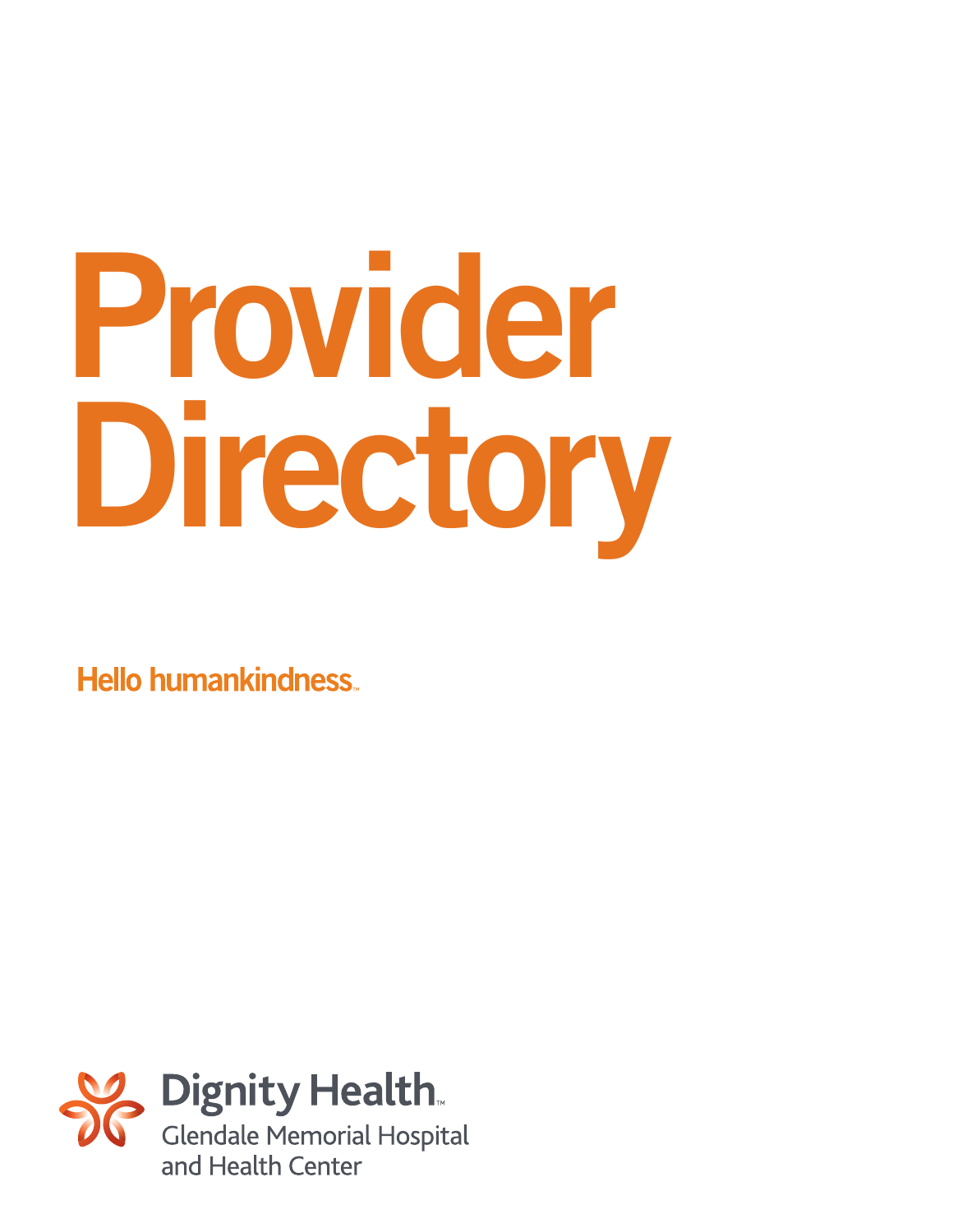# Provider Directory

Hello humankindness™

Dignity Health™
Glendale Memorial Hospital and Health Center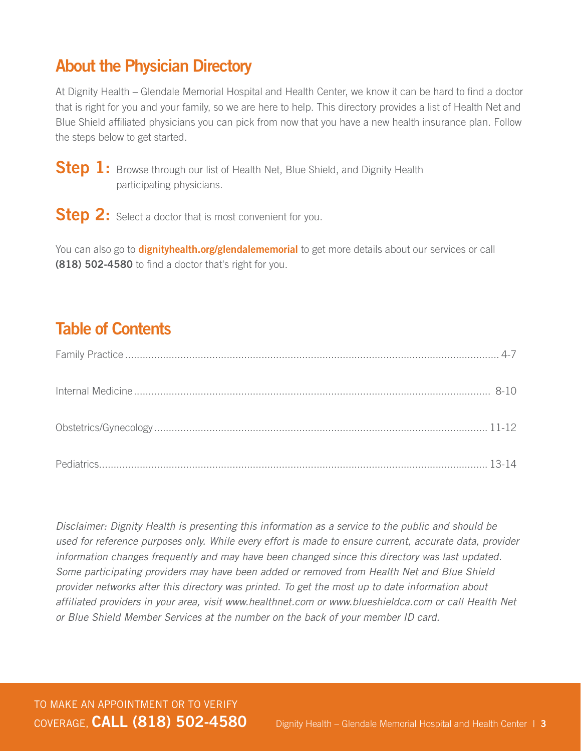## About the Physician Directory

At Dignity Health – Glendale Memorial Hospital and Health Center, we know it can be hard to find a doctor that is right for you and your family, so we are here to help. This directory provides a list of Health Net and Blue Shield affiliated physicians you can pick from now that you have a new health insurance plan. Follow the steps below to get started.

**Step 1:** Browse through our list of Health Net, Blue Shield, and Dignity Health participating physicians.

**Step 2:** Select a doctor that is most convenient for you.

You can also go to **dignityhealth.org/glendalememorial** to get more details about our services or call **(818) 502-4580** to find a doctor that's right for you.

## Table of Contents

Family Practice ........................................................................ 4-7

Internal Medicine ...................................................................... 8-10

Obstetrics/Gynecology ............................................................. 11-12

Pediatrics.................................................................................. 13-14

*Disclaimer: Dignity Health is presenting this information as a service to the public and should be used for reference purposes only. While every effort is made to ensure current, accurate data, provider information changes frequently and may have been changed since this directory was last updated. Some participating providers may have been added or removed from Health Net and Blue Shield provider networks after this directory was printed. To get the most up to date information about affiliated providers in your area, visit www.healthnet.com or www.blueshieldca.com or call Health Net or Blue Shield Member Services at the number on the back of your member ID card.*

TO MAKE AN APPOINTMENT OR TO VERIFY COVERAGE, **CALL (818) 502-4580**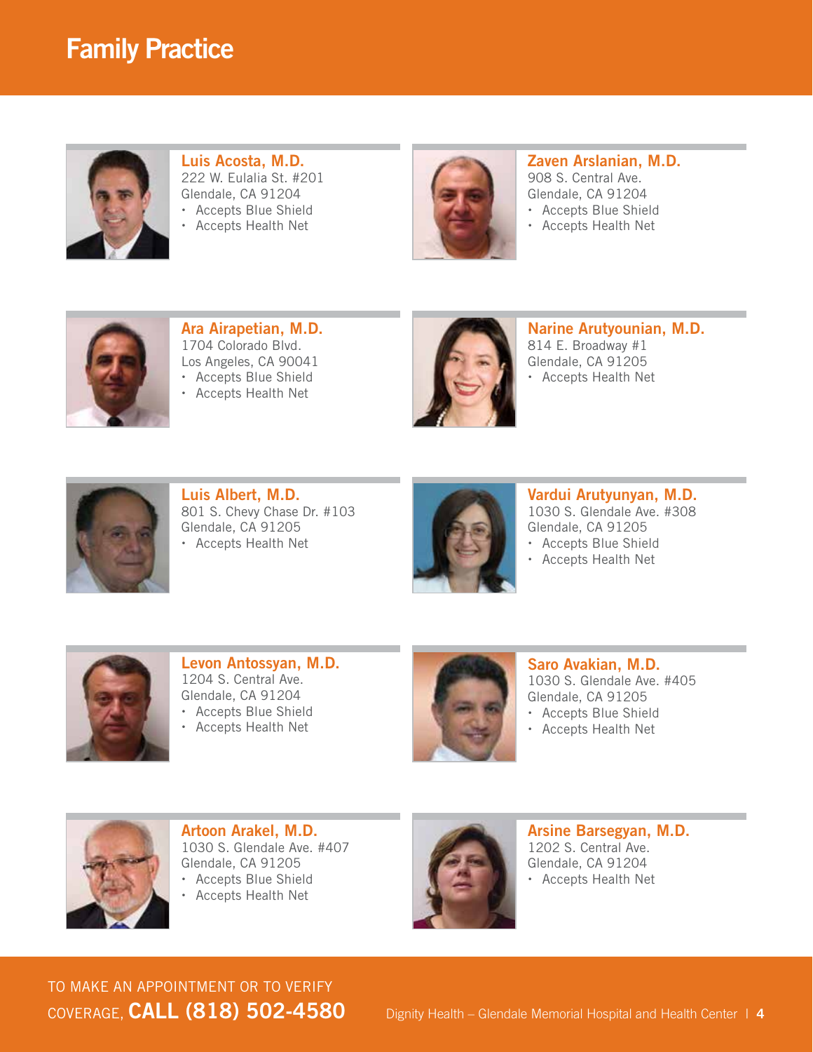# Family Practice

**Luis Acosta, M.D.**
222 W. Eulalia St. #201
Glendale, CA 91204
- Accepts Blue Shield
- Accepts Health Net

**Zaven Arslanian, M.D.**
908 S. Central Ave.
Glendale, CA 91204
- Accepts Blue Shield
- Accepts Health Net

**Ara Airapetian, M.D.**
1704 Colorado Blvd.
Los Angeles, CA 90041
- Accepts Blue Shield
- Accepts Health Net

**Narine Arutyounian, M.D.**
814 E. Broadway #1
Glendale, CA 91205
- Accepts Health Net

**Luis Albert, M.D.**
801 S. Chevy Chase Dr. #103
Glendale, CA 91205
- Accepts Health Net

**Vardui Arutyunyan, M.D.**
1030 S. Glendale Ave. #308
Glendale, CA 91205
- Accepts Blue Shield
- Accepts Health Net

**Levon Antossyan, M.D.**
1204 S. Central Ave.
Glendale, CA 91204
- Accepts Blue Shield
- Accepts Health Net

**Saro Avakian, M.D.**
1030 S. Glendale Ave. #405
Glendale, CA 91205
- Accepts Blue Shield
- Accepts Health Net

**Artoon Arakel, M.D.**
1030 S. Glendale Ave. #407
Glendale, CA 91205
- Accepts Blue Shield
- Accepts Health Net

**Arsine Barsegyan, M.D.**
1202 S. Central Ave.
Glendale, CA 91204
- Accepts Health Net

TO MAKE AN APPOINTMENT OR TO VERIFY COVERAGE, **CALL (818) 502-4580**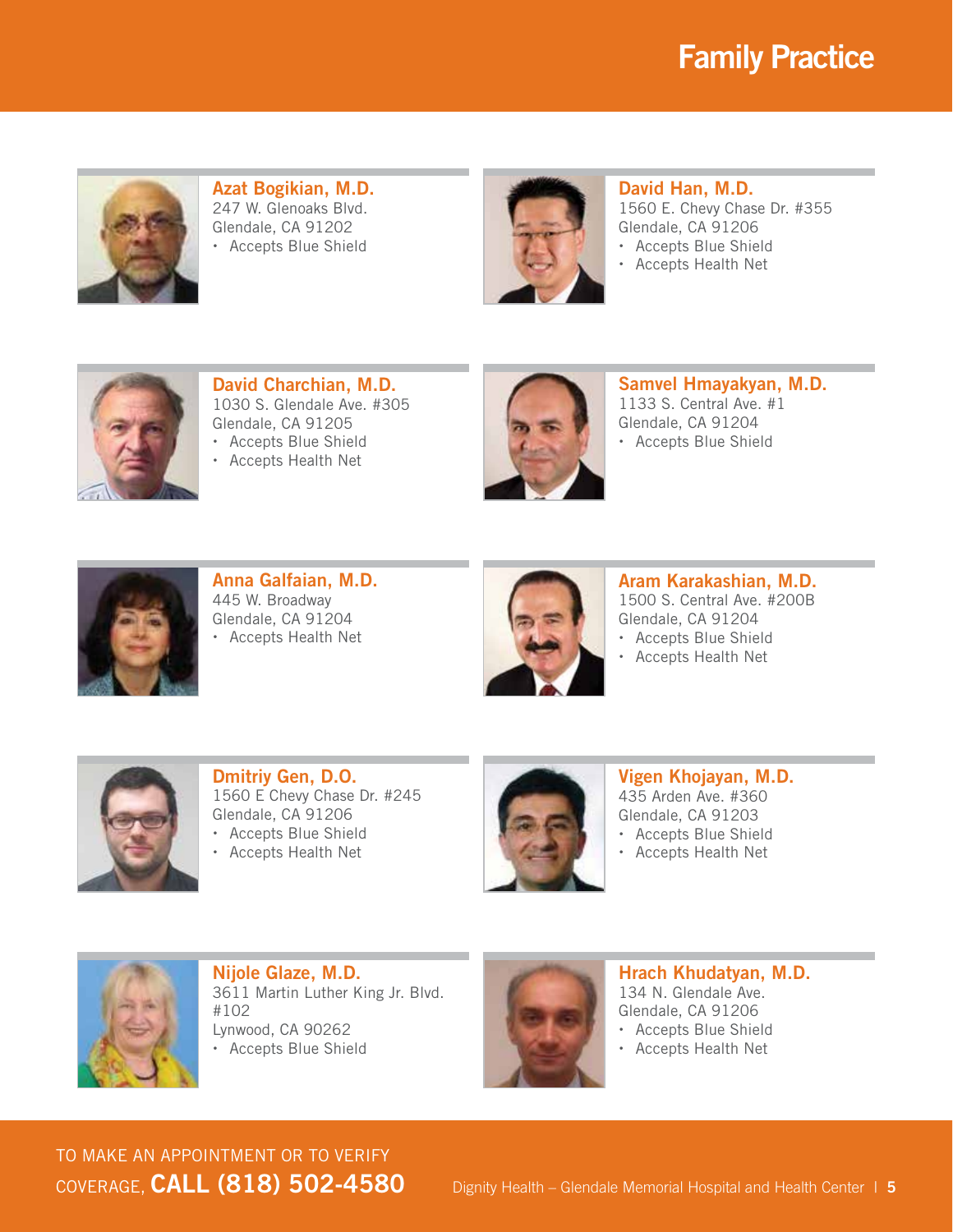# Family Practice

**Azat Bogikian, M.D.**
247 W. Glenoaks Blvd.
Glendale, CA 91202
- Accepts Blue Shield

**David Han, M.D.**
1560 E. Chevy Chase Dr. #355
Glendale, CA 91206
- Accepts Blue Shield
- Accepts Health Net

**David Charchian, M.D.**
1030 S. Glendale Ave. #305
Glendale, CA 91205
- Accepts Blue Shield
- Accepts Health Net

**Samvel Hmayakyan, M.D.**
1133 S. Central Ave. #1
Glendale, CA 91204
- Accepts Blue Shield

**Anna Galfaian, M.D.**
445 W. Broadway
Glendale, CA 91204
- Accepts Health Net

**Aram Karakashian, M.D.**
1500 S. Central Ave. #200B
Glendale, CA 91204
- Accepts Blue Shield
- Accepts Health Net

**Dmitriy Gen, D.O.**
1560 E Chevy Chase Dr. #245
Glendale, CA 91206
- Accepts Blue Shield
- Accepts Health Net

**Vigen Khojayan, M.D.**
435 Arden Ave. #360
Glendale, CA 91203
- Accepts Blue Shield
- Accepts Health Net

**Nijole Glaze, M.D.**
3611 Martin Luther King Jr. Blvd. #102
Lynwood, CA 90262
- Accepts Blue Shield

**Hrach Khudatyan, M.D.**
134 N. Glendale Ave.
Glendale, CA 91206
- Accepts Blue Shield
- Accepts Health Net

TO MAKE AN APPOINTMENT OR TO VERIFY COVERAGE, **CALL (818) 502-4580**

Dignity Health – Glendale Memorial Hospital and Health Center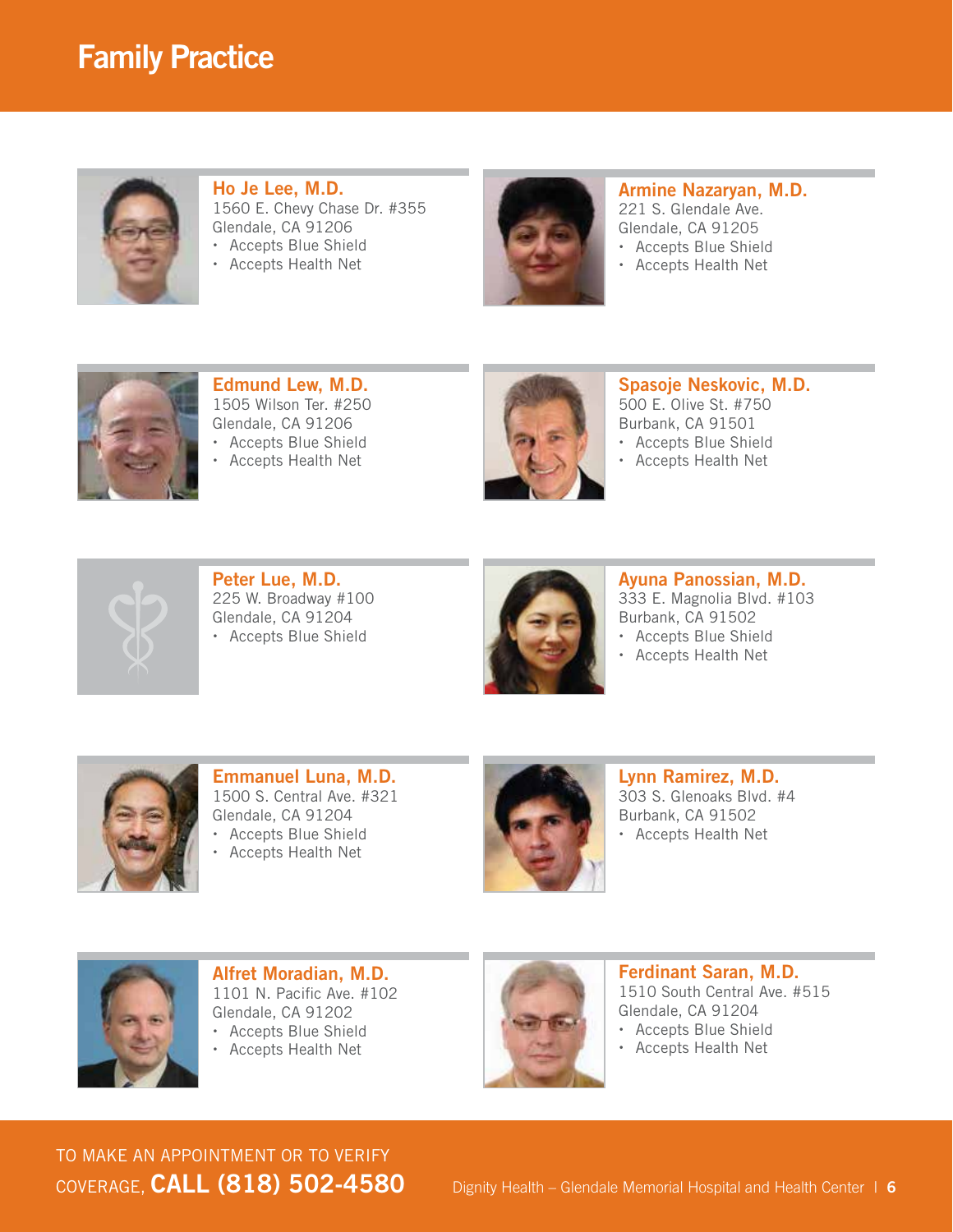# Family Practice

### Ho Je Lee, M.D.
1560 E. Chevy Chase Dr. #355
Glendale, CA 91206
- Accepts Blue Shield
- Accepts Health Net

### Armine Nazaryan, M.D.
221 S. Glendale Ave.
Glendale, CA 91205
- Accepts Blue Shield
- Accepts Health Net

### Edmund Lew, M.D.
1505 Wilson Ter. #250
Glendale, CA 91206
- Accepts Blue Shield
- Accepts Health Net

### Spasoje Neskovic, M.D.
500 E. Olive St. #750
Burbank, CA 91501
- Accepts Blue Shield
- Accepts Health Net

### Peter Lue, M.D.
225 W. Broadway #100
Glendale, CA 91204
- Accepts Blue Shield

### Ayuna Panossian, M.D.
333 E. Magnolia Blvd. #103
Burbank, CA 91502
- Accepts Blue Shield
- Accepts Health Net

### Emmanuel Luna, M.D.
1500 S. Central Ave. #321
Glendale, CA 91204
- Accepts Blue Shield
- Accepts Health Net

### Lynn Ramirez, M.D.
303 S. Glenoaks Blvd. #4
Burbank, CA 91502
- Accepts Health Net

### Alfret Moradian, M.D.
1101 N. Pacific Ave. #102
Glendale, CA 91202
- Accepts Blue Shield
- Accepts Health Net

### Ferdinant Saran, M.D.
1510 South Central Ave. #515
Glendale, CA 91204
- Accepts Blue Shield
- Accepts Health Net

TO MAKE AN APPOINTMENT OR TO VERIFY COVERAGE, **CALL (818) 502-4580**

Dignity Health – Glendale Memorial Hospital and Health Center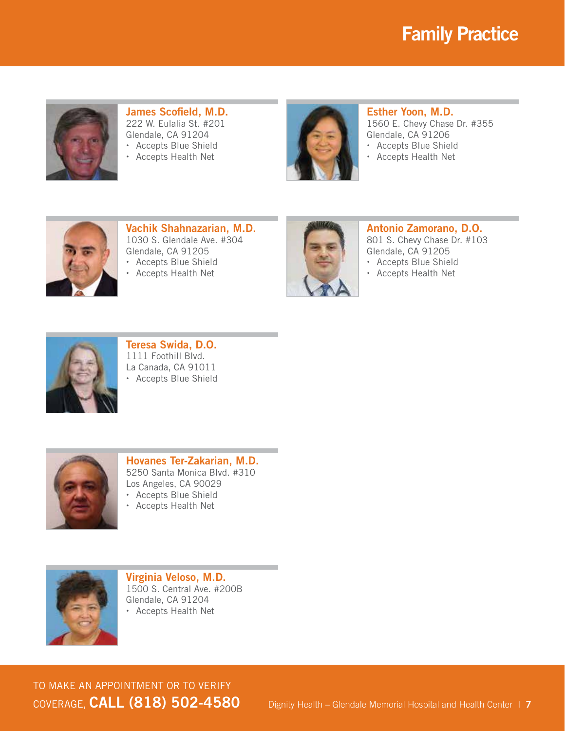# Family Practice

### James Scofield, M.D.
222 W. Eulalia St. #201
Glendale, CA 91204
- Accepts Blue Shield
- Accepts Health Net

### Esther Yoon, M.D.
1560 E. Chevy Chase Dr. #355
Glendale, CA 91206
- Accepts Blue Shield
- Accepts Health Net

### Vachik Shahnazarian, M.D.
1030 S. Glendale Ave. #304
Glendale, CA 91205
- Accepts Blue Shield
- Accepts Health Net

### Antonio Zamorano, D.O.
801 S. Chevy Chase Dr. #103
Glendale, CA 91205
- Accepts Blue Shield
- Accepts Health Net

### Teresa Swida, D.O.
1111 Foothill Blvd.
La Canada, CA 91011
- Accepts Blue Shield

### Hovanes Ter-Zakarian, M.D.
5250 Santa Monica Blvd. #310
Los Angeles, CA 90029
- Accepts Blue Shield
- Accepts Health Net

### Virginia Veloso, M.D.
1500 S. Central Ave. #200B
Glendale, CA 91204
- Accepts Health Net

TO MAKE AN APPOINTMENT OR TO VERIFY COVERAGE, **CALL (818) 502-4580**

Dignity Health – Glendale Memorial Hospital and Health Center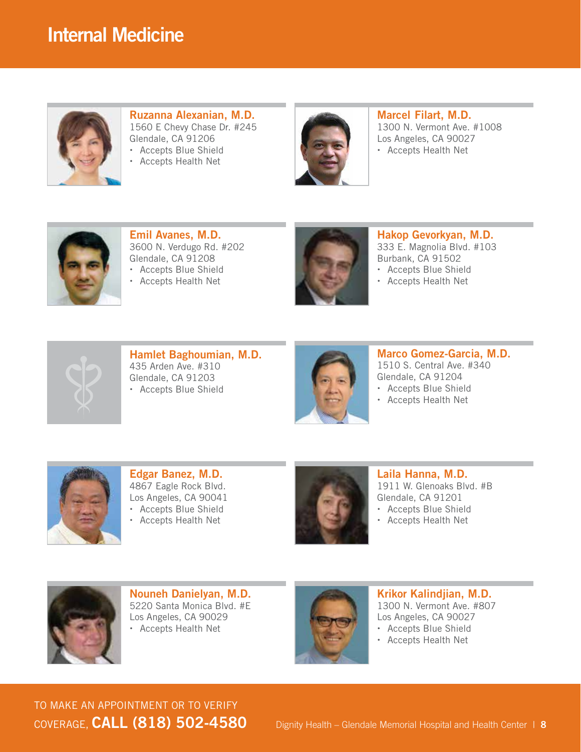# Internal Medicine

**Ruzanna Alexanian, M.D.**
1560 E Chevy Chase Dr. #245
Glendale, CA 91206
- Accepts Blue Shield
- Accepts Health Net

**Marcel Filart, M.D.**
1300 N. Vermont Ave. #1008
Los Angeles, CA 90027
- Accepts Health Net

**Emil Avanes, M.D.**
3600 N. Verdugo Rd. #202
Glendale, CA 91208
- Accepts Blue Shield
- Accepts Health Net

**Hakop Gevorkyan, M.D.**
333 E. Magnolia Blvd. #103
Burbank, CA 91502
- Accepts Blue Shield
- Accepts Health Net

**Hamlet Baghoumian, M.D.**
435 Arden Ave. #310
Glendale, CA 91203
- Accepts Blue Shield

**Marco Gomez-Garcia, M.D.**
1510 S. Central Ave. #340
Glendale, CA 91204
- Accepts Blue Shield
- Accepts Health Net

**Edgar Banez, M.D.**
4867 Eagle Rock Blvd.
Los Angeles, CA 90041
- Accepts Blue Shield
- Accepts Health Net

**Laila Hanna, M.D.**
1911 W. Glenoaks Blvd. #B
Glendale, CA 91201
- Accepts Blue Shield
- Accepts Health Net

**Nouneh Danielyan, M.D.**
5220 Santa Monica Blvd. #E
Los Angeles, CA 90029
- Accepts Health Net

**Krikor Kalindjian, M.D.**
1300 N. Vermont Ave. #807
Los Angeles, CA 90027
- Accepts Blue Shield
- Accepts Health Net

TO MAKE AN APPOINTMENT OR TO VERIFY COVERAGE, **CALL (818) 502-4580**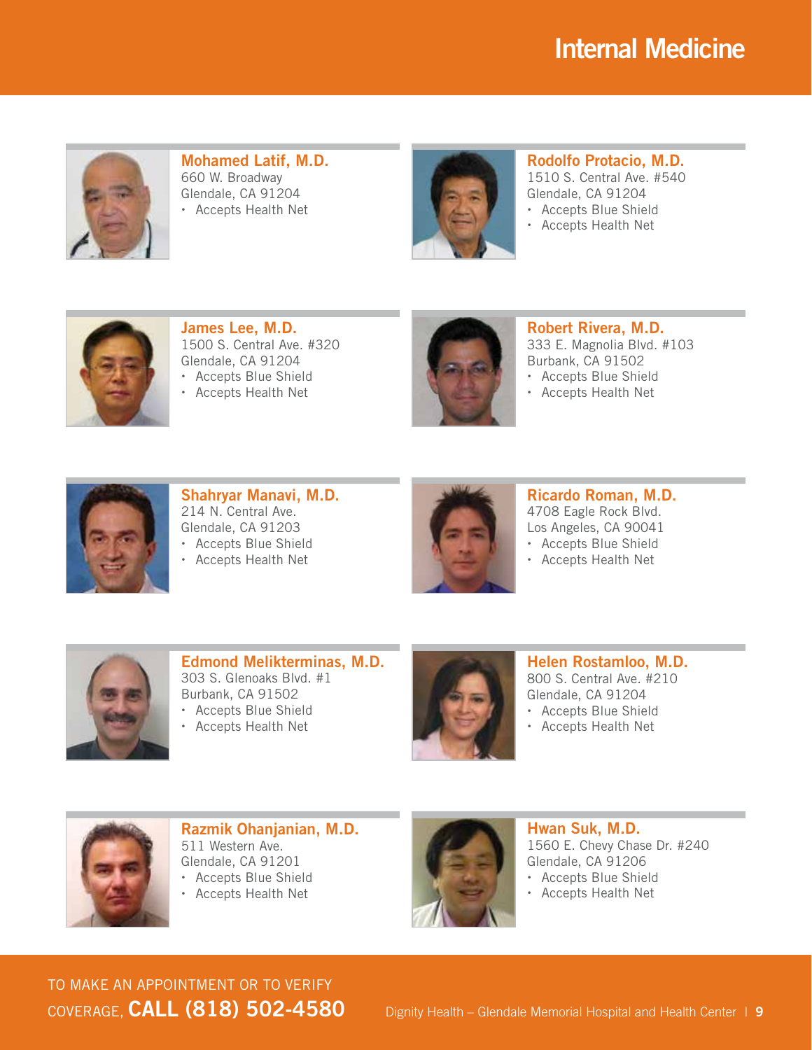# Internal Medicine

### Mohamed Latif, M.D.
660 W. Broadway
Glendale, CA 91204
- Accepts Health Net

### Rodolfo Protacio, M.D.
1510 S. Central Ave. #540
Glendale, CA 91204
- Accepts Blue Shield
- Accepts Health Net

### James Lee, M.D.
1500 S. Central Ave. #320
Glendale, CA 91204
- Accepts Blue Shield
- Accepts Health Net

### Robert Rivera, M.D.
333 E. Magnolia Blvd. #103
Burbank, CA 91502
- Accepts Blue Shield
- Accepts Health Net

### Shahryar Manavi, M.D.
214 N. Central Ave.
Glendale, CA 91203
- Accepts Blue Shield
- Accepts Health Net

### Ricardo Roman, M.D.
4708 Eagle Rock Blvd.
Los Angeles, CA 90041
- Accepts Blue Shield
- Accepts Health Net

### Edmond Melikterminas, M.D.
303 S. Glenoaks Blvd. #1
Burbank, CA 91502
- Accepts Blue Shield
- Accepts Health Net

### Helen Rostamloo, M.D.
800 S. Central Ave. #210
Glendale, CA 91204
- Accepts Blue Shield
- Accepts Health Net

### Razmik Ohanjanian, M.D.
511 Western Ave.
Glendale, CA 91201
- Accepts Blue Shield
- Accepts Health Net

### Hwan Suk, M.D.
1560 E. Chevy Chase Dr. #240
Glendale, CA 91206
- Accepts Blue Shield
- Accepts Health Net

TO MAKE AN APPOINTMENT OR TO VERIFY COVERAGE, **CALL (818) 502-4580**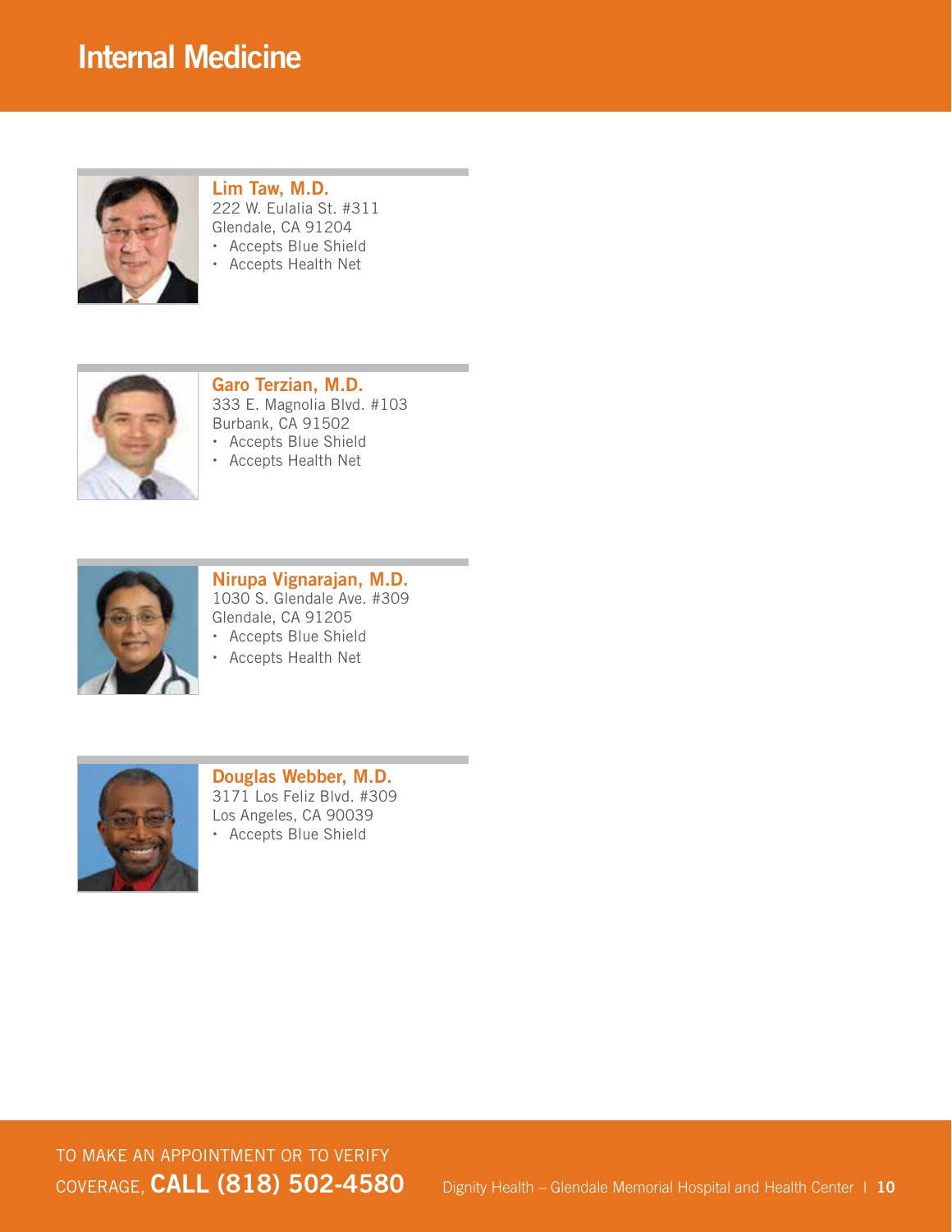# Internal Medicine

### Lim Taw, M.D.
222 W. Eulalia St. #311
Glendale, CA 91204
- Accepts Blue Shield
- Accepts Health Net

### Garo Terzian, M.D.
333 E. Magnolia Blvd. #103
Burbank, CA 91502
- Accepts Blue Shield
- Accepts Health Net

### Nirupa Vignarajan, M.D.
1030 S. Glendale Ave. #309
Glendale, CA 91205
- Accepts Blue Shield
- Accepts Health Net

### Douglas Webber, M.D.
3171 Los Feliz Blvd. #309
Los Angeles, CA 90039
- Accepts Blue Shield

TO MAKE AN APPOINTMENT OR TO VERIFY COVERAGE, **CALL (818) 502-4580**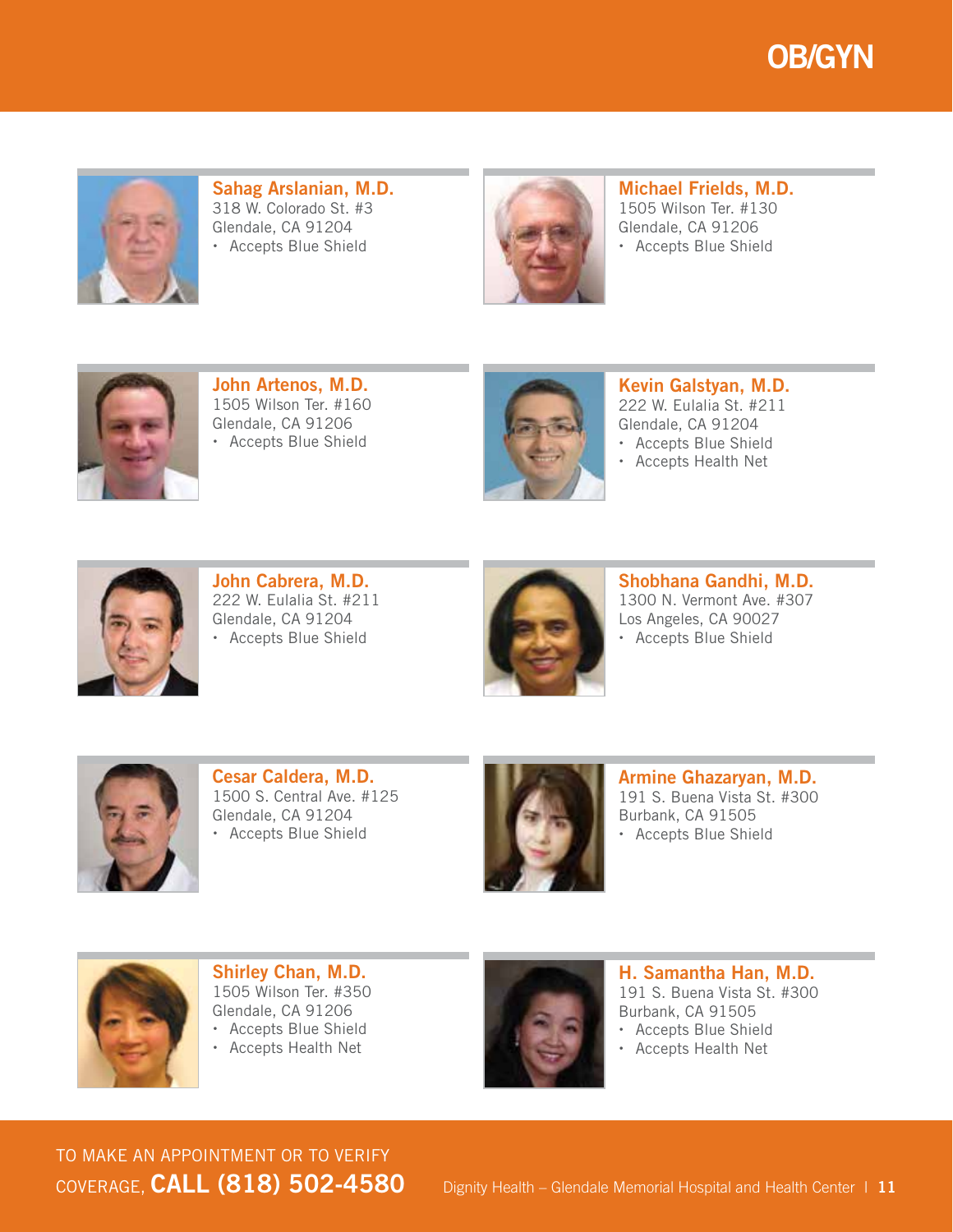# OB/GYN

**Sahag Arslanian, M.D.**
318 W. Colorado St. #3
Glendale, CA 91204
- Accepts Blue Shield

**Michael Frields, M.D.**
1505 Wilson Ter. #130
Glendale, CA 91206
- Accepts Blue Shield

**John Artenos, M.D.**
1505 Wilson Ter. #160
Glendale, CA 91206
- Accepts Blue Shield

**Kevin Galstyan, M.D.**
222 W. Eulalia St. #211
Glendale, CA 91204
- Accepts Blue Shield
- Accepts Health Net

**John Cabrera, M.D.**
222 W. Eulalia St. #211
Glendale, CA 91204
- Accepts Blue Shield

**Shobhana Gandhi, M.D.**
1300 N. Vermont Ave. #307
Los Angeles, CA 90027
- Accepts Blue Shield

**Cesar Caldera, M.D.**
1500 S. Central Ave. #125
Glendale, CA 91204
- Accepts Blue Shield

**Armine Ghazaryan, M.D.**
191 S. Buena Vista St. #300
Burbank, CA 91505
- Accepts Blue Shield

**Shirley Chan, M.D.**
1505 Wilson Ter. #350
Glendale, CA 91206
- Accepts Blue Shield
- Accepts Health Net

**H. Samantha Han, M.D.**
191 S. Buena Vista St. #300
Burbank, CA 91505
- Accepts Blue Shield
- Accepts Health Net

TO MAKE AN APPOINTMENT OR TO VERIFY COVERAGE, **CALL (818) 502-4580**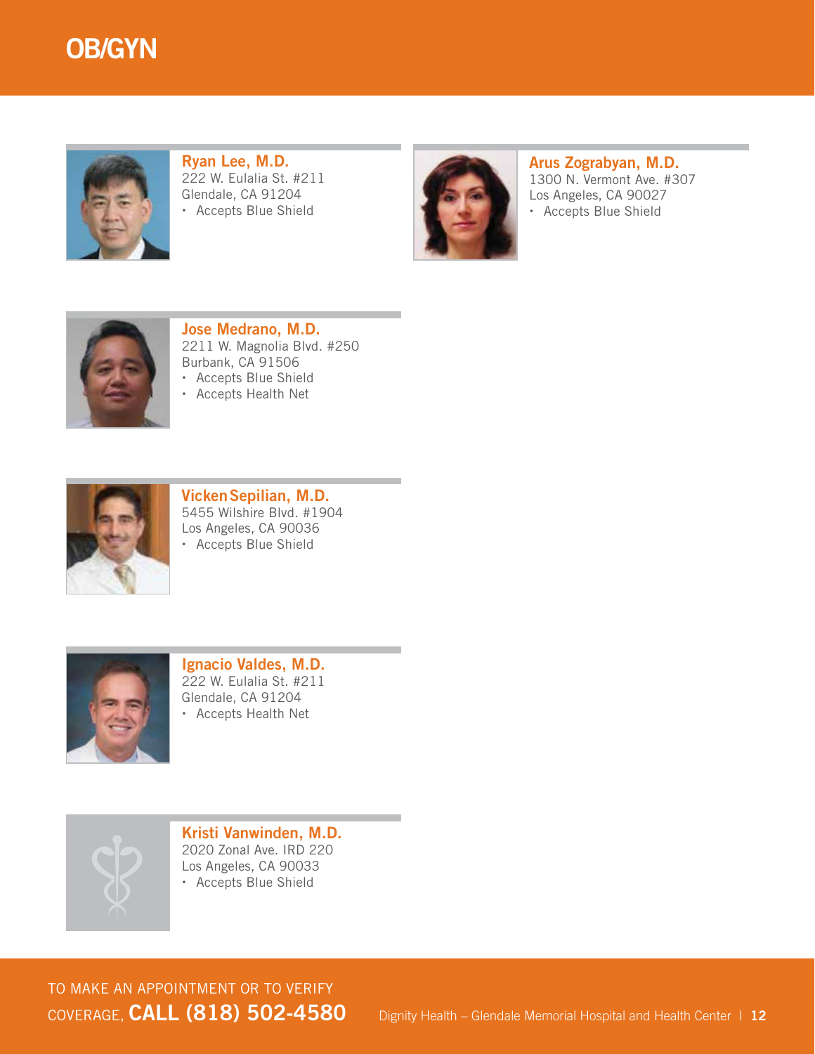# OB/GYN

### Ryan Lee, M.D.
222 W. Eulalia St. #211
Glendale, CA 91204
- Accepts Blue Shield

### Arus Zograbyan, M.D.
1300 N. Vermont Ave. #307
Los Angeles, CA 90027
- Accepts Blue Shield

### Jose Medrano, M.D.
2211 W. Magnolia Blvd. #250
Burbank, CA 91506
- Accepts Blue Shield
- Accepts Health Net

### Vicken Sepilian, M.D.
5455 Wilshire Blvd. #1904
Los Angeles, CA 90036
- Accepts Blue Shield

### Ignacio Valdes, M.D.
222 W. Eulalia St. #211
Glendale, CA 91204
- Accepts Health Net

### Kristi Vanwinden, M.D.
2020 Zonal Ave. IRD 220
Los Angeles, CA 90033
- Accepts Blue Shield

TO MAKE AN APPOINTMENT OR TO VERIFY COVERAGE, **CALL (818) 502-4580**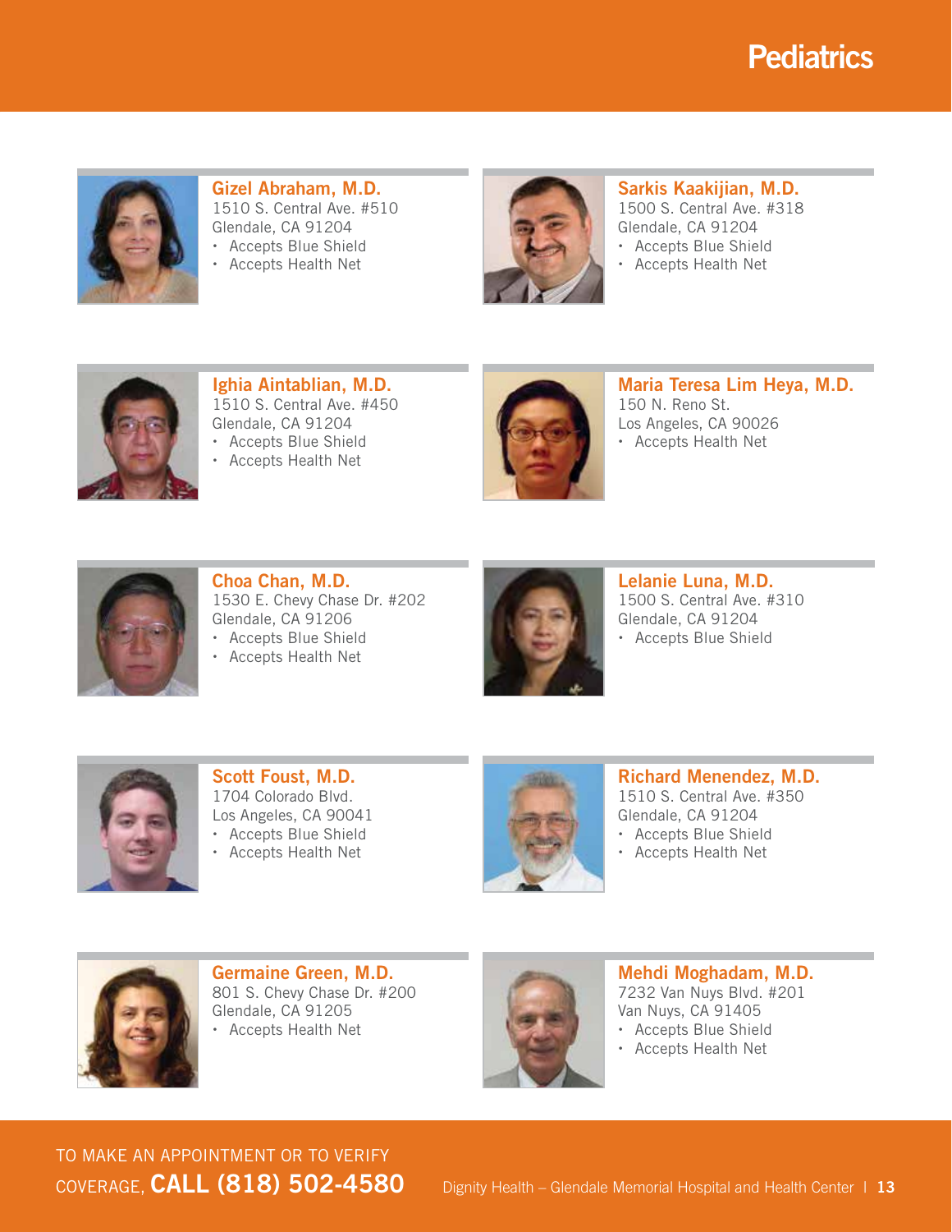# Pediatrics

### Gizel Abraham, M.D.
1510 S. Central Ave. #510
Glendale, CA 91204
- Accepts Blue Shield
- Accepts Health Net

### Sarkis Kaakijian, M.D.
1500 S. Central Ave. #318
Glendale, CA 91204
- Accepts Blue Shield
- Accepts Health Net

### Ighia Aintablian, M.D.
1510 S. Central Ave. #450
Glendale, CA 91204
- Accepts Blue Shield
- Accepts Health Net

### Maria Teresa Lim Heya, M.D.
150 N. Reno St.
Los Angeles, CA 90026
- Accepts Health Net

### Choa Chan, M.D.
1530 E. Chevy Chase Dr. #202
Glendale, CA 91206
- Accepts Blue Shield
- Accepts Health Net

### Lelanie Luna, M.D.
1500 S. Central Ave. #310
Glendale, CA 91204
- Accepts Blue Shield

### Scott Foust, M.D.
1704 Colorado Blvd.
Los Angeles, CA 90041
- Accepts Blue Shield
- Accepts Health Net

### Richard Menendez, M.D.
1510 S. Central Ave. #350
Glendale, CA 91204
- Accepts Blue Shield
- Accepts Health Net

### Germaine Green, M.D.
801 S. Chevy Chase Dr. #200
Glendale, CA 91205
- Accepts Health Net

### Mehdi Moghadam, M.D.
7232 Van Nuys Blvd. #201
Van Nuys, CA 91405
- Accepts Blue Shield
- Accepts Health Net

TO MAKE AN APPOINTMENT OR TO VERIFY COVERAGE, **CALL (818) 502-4580**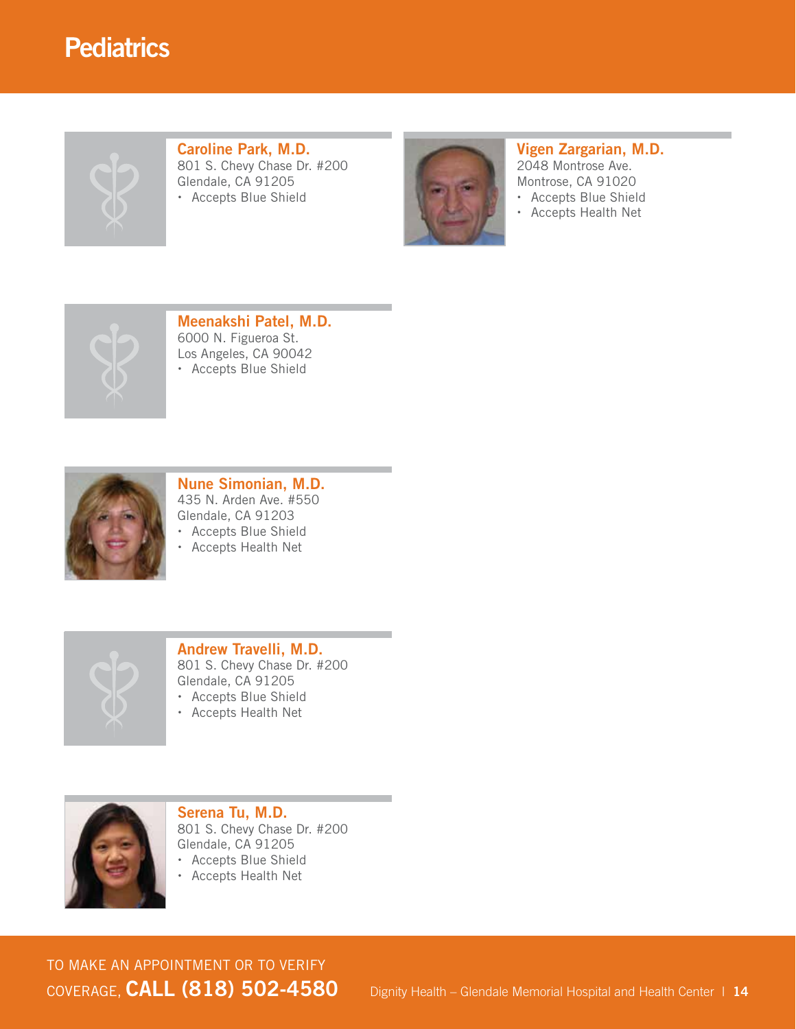# Pediatrics

### Caroline Park, M.D.
801 S. Chevy Chase Dr. #200
Glendale, CA 91205
- Accepts Blue Shield

### Vigen Zargarian, M.D.
2048 Montrose Ave.
Montrose, CA 91020
- Accepts Blue Shield
- Accepts Health Net

### Meenakshi Patel, M.D.
6000 N. Figueroa St.
Los Angeles, CA 90042
- Accepts Blue Shield

### Nune Simonian, M.D.
435 N. Arden Ave. #550
Glendale, CA 91203
- Accepts Blue Shield
- Accepts Health Net

### Andrew Travelli, M.D.
801 S. Chevy Chase Dr. #200
Glendale, CA 91205
- Accepts Blue Shield
- Accepts Health Net

### Serena Tu, M.D.
801 S. Chevy Chase Dr. #200
Glendale, CA 91205
- Accepts Blue Shield
- Accepts Health Net

TO MAKE AN APPOINTMENT OR TO VERIFY COVERAGE, **CALL (818) 502-4580**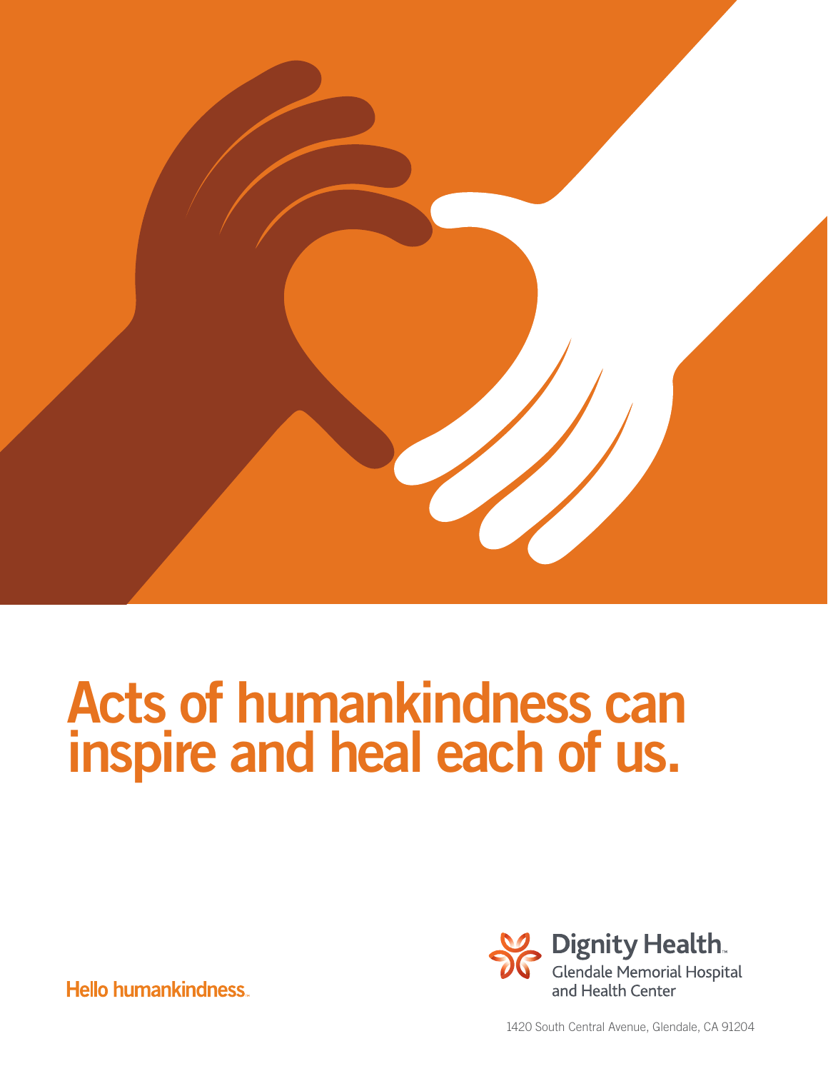# Acts of humankindness can inspire and heal each of us.

Hello humankindness

Dignity Health
Glendale Memorial Hospital and Health Center

1420 South Central Avenue, Glendale, CA 91204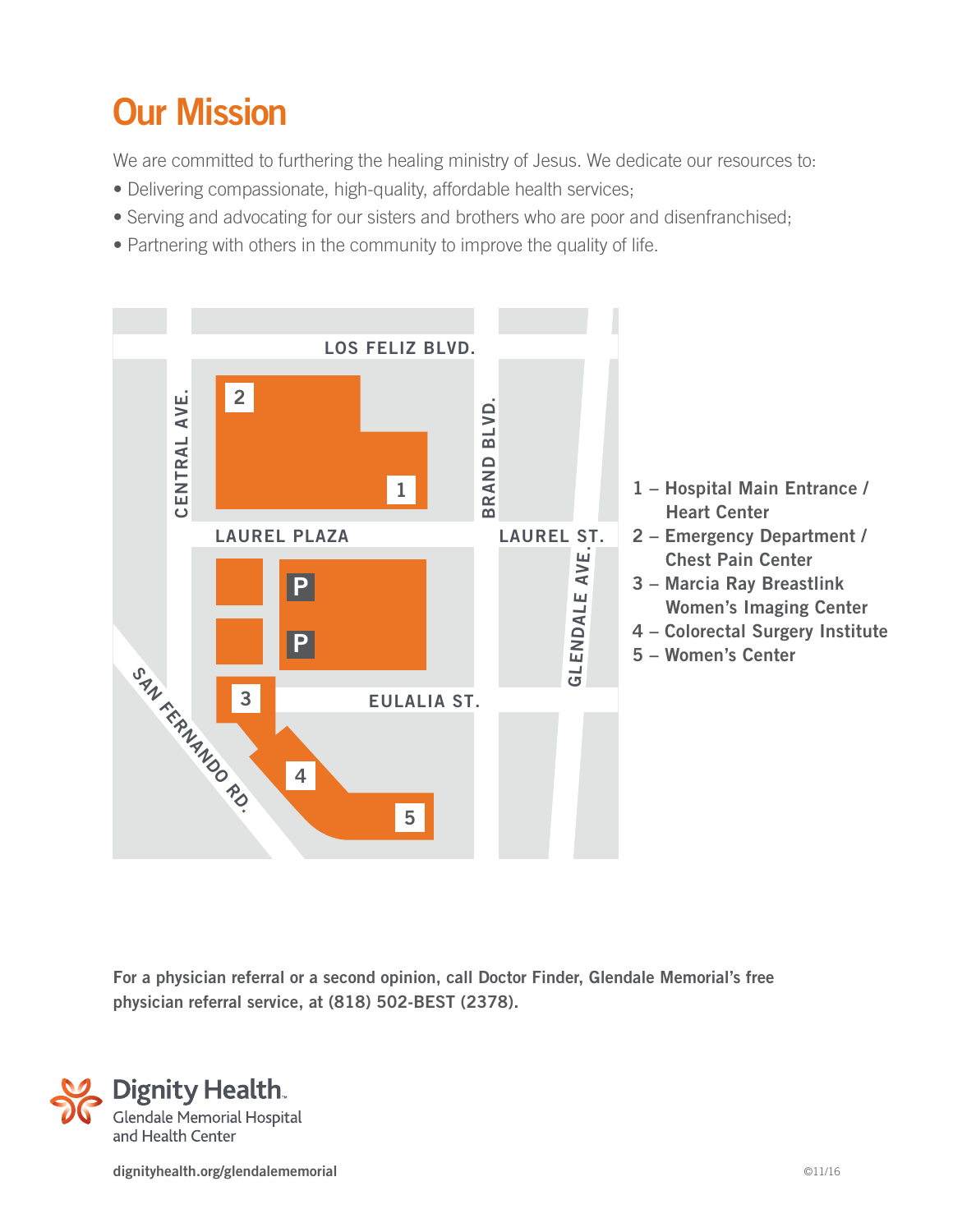# Our Mission

We are committed to furthering the healing ministry of Jesus. We dedicate our resources to:

- Delivering compassionate, high-quality, affordable health services;
- Serving and advocating for our sisters and brothers who are poor and disenfranchised;
- Partnering with others in the community to improve the quality of life.

LOS FELIZ BLVD.
CENTRAL AVE.
BRAND BLVD.
LAUREL PLAZA
LAUREL ST.
GLENDALE AVE.
EULALIA ST.
SAN FERNANDO RD.

**1 – Hospital Main Entrance / Heart Center**
**2 – Emergency Department / Chest Pain Center**
**3 – Marcia Ray Breastlink Women's Imaging Center**
**4 – Colorectal Surgery Institute**
**5 – Women's Center**

**For a physician referral or a second opinion, call Doctor Finder, Glendale Memorial's free physician referral service, at (818) 502-BEST (2378).**

Dignity Health.
Glendale Memorial Hospital and Health Center

**dignityhealth.org/glendalememorial**

©11/16